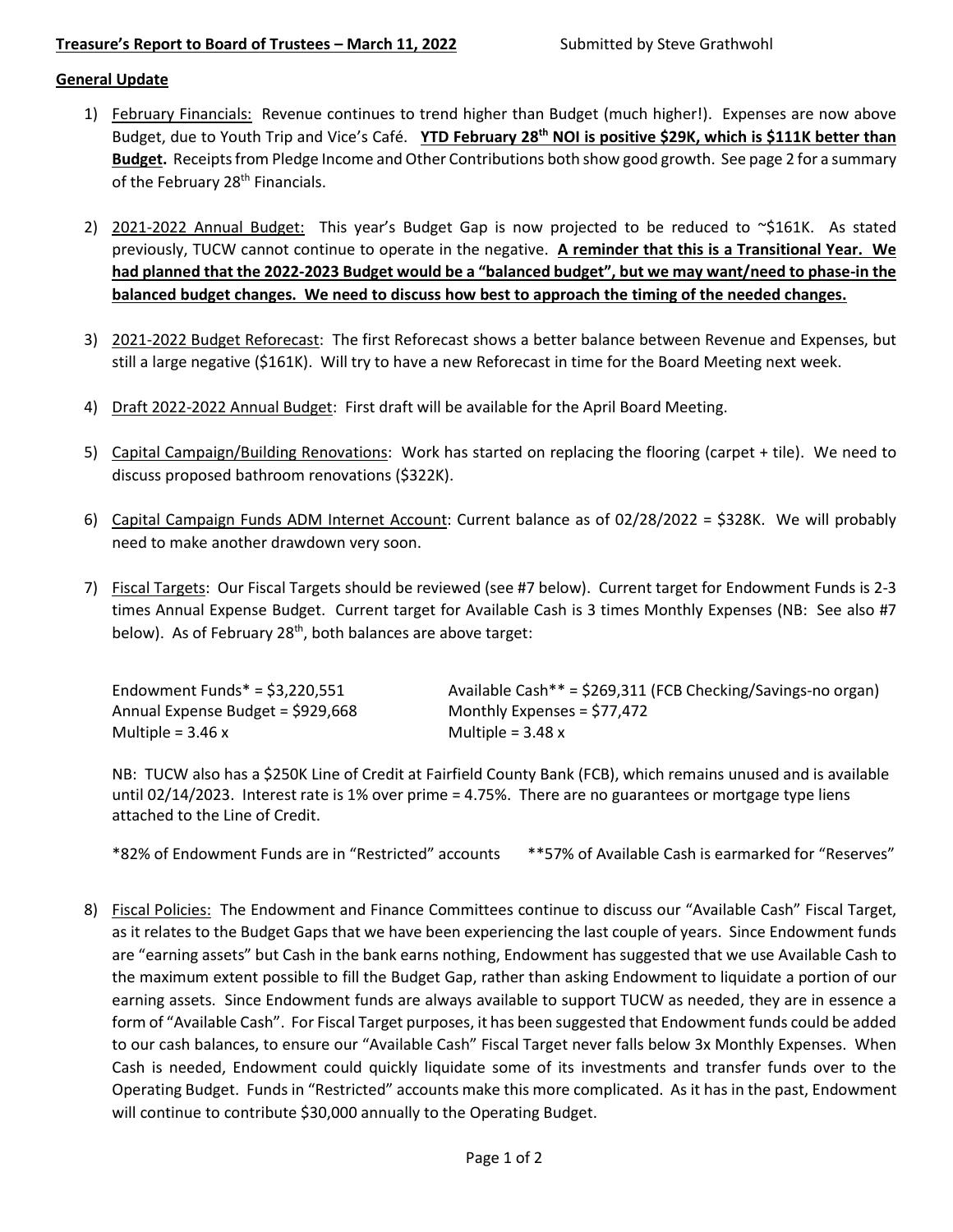**Treasure's Report to Board of Trustees – March 11, 2022** Submitted by Steve Grathwohl

**General Update**

1) February Financials: Revenue continues to trend higher than Budget (much higher!). Expenses are now above Budget, due to Youth Trip and Vice's Café. **YTD February 28th NOI is positive $29K, which is $111K better than Budget.** Receipts from Pledge Income and Other Contributions both show good growth. See page 2 for a summary of the February 28th Financials.

2) 2021-2022 Annual Budget: This year's Budget Gap is now projected to be reduced to ~$161K. As stated previously, TUCW cannot continue to operate in the negative. **A reminder that this is a Transitional Year. We had planned that the 2022-2023 Budget would be a "balanced budget", but we may want/need to phase-in the balanced budget changes. We need to discuss how best to approach the timing of the needed changes.**

3) 2021-2022 Budget Reforecast: The first Reforecast shows a better balance between Revenue and Expenses, but still a large negative ($161K). Will try to have a new Reforecast in time for the Board Meeting next week.

4) Draft 2022-2022 Annual Budget: First draft will be available for the April Board Meeting.

5) Capital Campaign/Building Renovations: Work has started on replacing the flooring (carpet + tile). We need to discuss proposed bathroom renovations ($322K).

6) Capital Campaign Funds ADM Internet Account: Current balance as of 02/28/2022 = $328K. We will probably need to make another drawdown very soon.

7) Fiscal Targets: Our Fiscal Targets should be reviewed (see #7 below). Current target for Endowment Funds is 2-3 times Annual Expense Budget. Current target for Available Cash is 3 times Monthly Expenses (NB: See also #7 below). As of February 28th, both balances are above target:

   Endowment Funds* = $3,220,551
   Annual Expense Budget = $929,668
   Multiple = 3.46 x

   Available Cash** = $269,311 (FCB Checking/Savings-no organ)
   Monthly Expenses = $77,472
   Multiple = 3.48 x

   NB: TUCW also has a $250K Line of Credit at Fairfield County Bank (FCB), which remains unused and is available until 02/14/2023. Interest rate is 1% over prime = 4.75%. There are no guarantees or mortgage type liens attached to the Line of Credit.

   *82% of Endowment Funds are in "Restricted" accounts **57% of Available Cash is earmarked for "Reserves"

8) Fiscal Policies: The Endowment and Finance Committees continue to discuss our "Available Cash" Fiscal Target, as it relates to the Budget Gaps that we have been experiencing the last couple of years. Since Endowment funds are "earning assets" but Cash in the bank earns nothing, Endowment has suggested that we use Available Cash to the maximum extent possible to fill the Budget Gap, rather than asking Endowment to liquidate a portion of our earning assets. Since Endowment funds are always available to support TUCW as needed, they are in essence a form of "Available Cash". For Fiscal Target purposes, it has been suggested that Endowment funds could be added to our cash balances, to ensure our "Available Cash" Fiscal Target never falls below 3x Monthly Expenses. When Cash is needed, Endowment could quickly liquidate some of its investments and transfer funds over to the Operating Budget. Funds in "Restricted" accounts make this more complicated. As it has in the past, Endowment will continue to contribute $30,000 annually to the Operating Budget.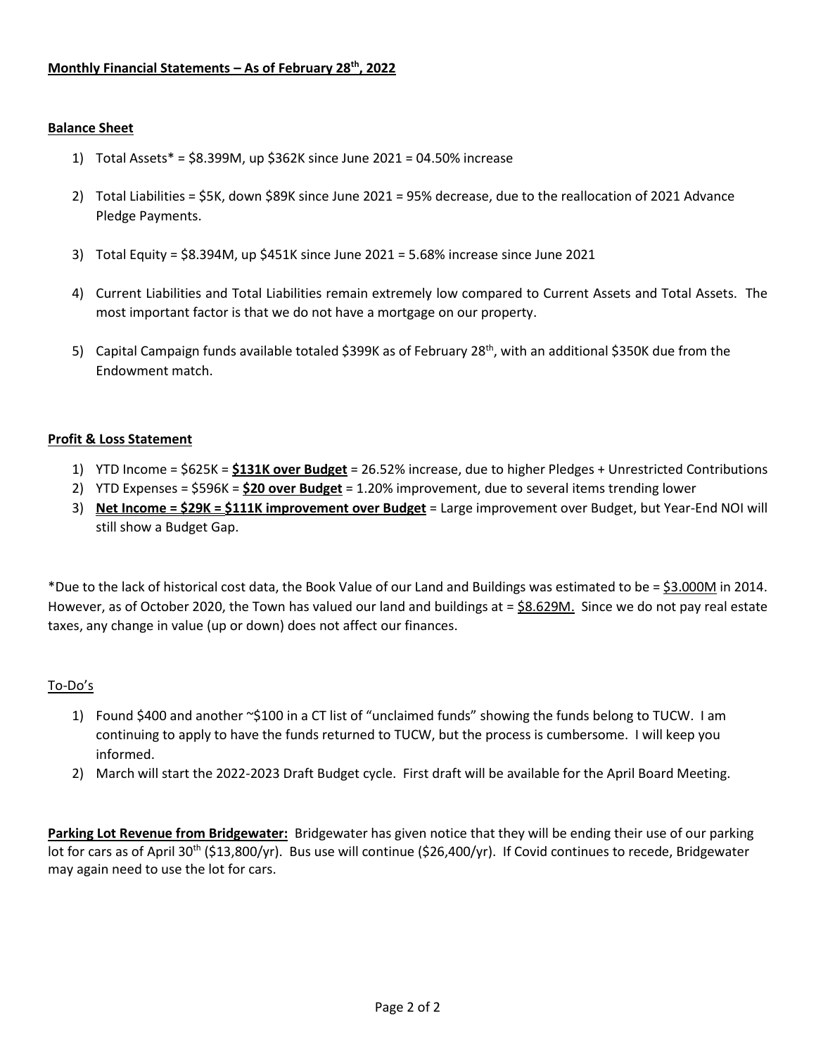**Monthly Financial Statements – As of February 28th, 2022**

**Balance Sheet**

1) Total Assets* = $8.399M, up $362K since June 2021 = 04.50% increase

2) Total Liabilities = $5K, down $89K since June 2021 = 95% decrease, due to the reallocation of 2021 Advance Pledge Payments.

3) Total Equity = $8.394M, up $451K since June 2021 = 5.68% increase since June 2021

4) Current Liabilities and Total Liabilities remain extremely low compared to Current Assets and Total Assets. The most important factor is that we do not have a mortgage on our property.

5) Capital Campaign funds available totaled $399K as of February 28th, with an additional $350K due from the Endowment match.

**Profit & Loss Statement**

1) YTD Income = $625K = **$131K over Budget** = 26.52% increase, due to higher Pledges + Unrestricted Contributions
2) YTD Expenses = $596K = **$20 over Budget** = 1.20% improvement, due to several items trending lower
3) **Net Income = $29K = $111K improvement over Budget** = Large improvement over Budget, but Year-End NOI will still show a Budget Gap.

*Due to the lack of historical cost data, the Book Value of our Land and Buildings was estimated to be = $3.000M in 2014. However, as of October 2020, the Town has valued our land and buildings at = $8.629M. Since we do not pay real estate taxes, any change in value (up or down) does not affect our finances.

To-Do's

1) Found $400 and another ~$100 in a CT list of "unclaimed funds" showing the funds belong to TUCW. I am continuing to apply to have the funds returned to TUCW, but the process is cumbersome. I will keep you informed.
2) March will start the 2022-2023 Draft Budget cycle. First draft will be available for the April Board Meeting.

**Parking Lot Revenue from Bridgewater:** Bridgewater has given notice that they will be ending their use of our parking lot for cars as of April 30th ($13,800/yr). Bus use will continue ($26,400/yr). If Covid continues to recede, Bridgewater may again need to use the lot for cars.